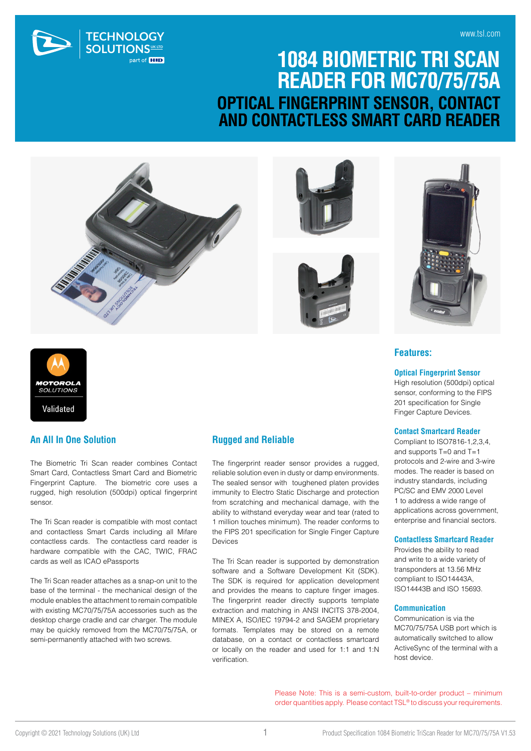www.tsl.com

# 1084 BIOMETRIC TRI SCAN READER FOR MC70/75/75A

## OPTICAL FINGERPRINT SENSOR, CONTACT AND CONTACTLESS SMART CARD READER

MOTOROLA SOLUTIONS Validated

## An All In One Solution

The Biometric Tri Scan reader combines Contact Smart Card, Contactless Smart Card and Biometric Fingerprint Capture. The biometric core uses a rugged, high resolution (500dpi) optical fingerprint sensor.

The Tri Scan reader is compatible with most contact and contactless Smart Cards including all Mifare contactless cards. The contactless card reader is hardware compatible with the CAC, TWIC, FRAC cards as well as ICAO ePassports

The Tri Scan reader attaches as a snap-on unit to the base of the terminal - the mechanical design of the module enables the attachment to remain compatible with existing MC70/75/75A accessories such as the desktop charge cradle and car charger. The module may be quickly removed from the MC70/75/75A, or semi-permanently attached with two screws.

## Rugged and Reliable

The fingerprint reader sensor provides a rugged, reliable solution even in dusty or damp environments. The sealed sensor with toughened platen provides immunity to Electro Static Discharge and protection from scratching and mechanical damage, with the ability to withstand everyday wear and tear (rated to 1 million touches minimum). The reader conforms to the FIPS 201 specification for Single Finger Capture Devices

The Tri Scan reader is supported by demonstration software and a Software Development Kit (SDK). The SDK is required for application development and provides the means to capture finger images. The fingerprint reader directly supports template extraction and matching in ANSI INCITS 378-2004, MINEX A, ISO/IEC 19794-2 and SAGEM proprietary formats. Templates may be stored on a remote database, on a contact or contactless smartcard or locally on the reader and used for 1:1 and 1:N verification.

## Features:

### Optical Fingerprint Sensor

High resolution (500dpi) optical sensor, conforming to the FIPS 201 specification for Single Finger Capture Devices.

### Contact Smartcard Reader

Compliant to ISO7816-1,2,3,4, and supports T=0 and T=1 protocols and 2-wire and 3-wire modes. The reader is based on industry standards, including PC/SC and EMV 2000 Level 1 to address a wide range of applications across government, enterprise and financial sectors.

### Contactless Smartcard Reader

Provides the ability to read and write to a wide variety of transponders at 13.56 MHz compliant to ISO14443A, ISO14443B and ISO 15693.

### Communication

Communication is via the MC70/75/75A USB port which is automatically switched to allow ActiveSync of the terminal with a host device.

Please Note: This is a semi-custom, built-to-order product – minimum order quantities apply. Please contact TSL® to discuss your requirements.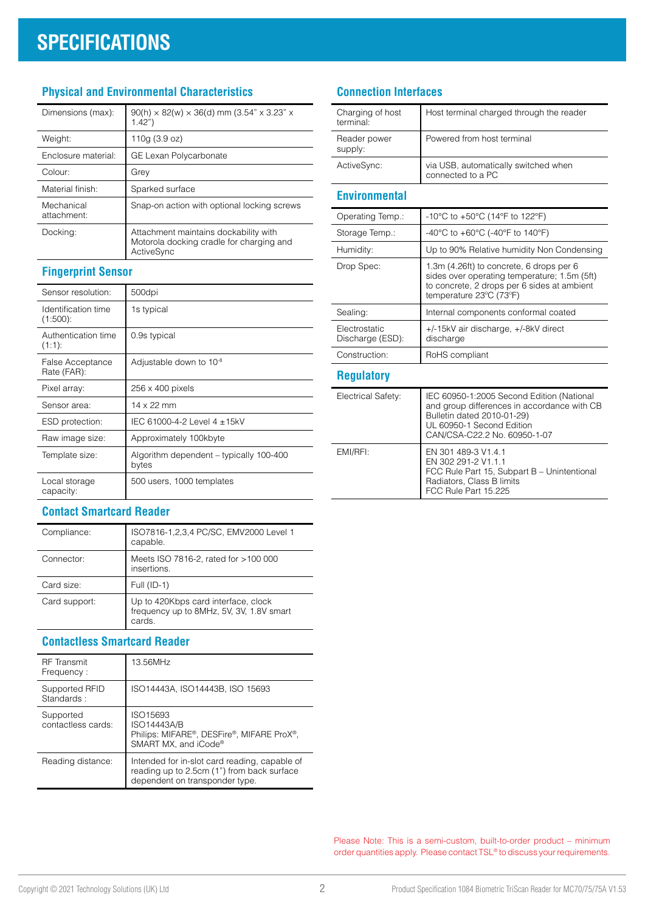# SPECIFICATIONS

## Physical and Environmental Characteristics

| | |
|---|---|
| Dimensions (max): | 90(h) × 82(w) × 36(d) mm (3.54" x 3.23" x 1.42") |
| Weight: | 110g (3.9 oz) |
| Enclosure material: | GE Lexan Polycarbonate |
| Colour: | Grey |
| Material finish: | Sparked surface |
| Mechanical attachment: | Snap-on action with optional locking screws |
| Docking: | Attachment maintains dockability with Motorola docking cradle for charging and ActiveSync |

## Fingerprint Sensor

| | |
|---|---|
| Sensor resolution: | 500dpi |
| Identification time (1:500): | 1s typical |
| Authentication time (1:1): | 0.9s typical |
| False Acceptance Rate (FAR): | Adjustable down to $10^{-8}$ |
| Pixel array: | 256 x 400 pixels |
| Sensor area: | 14 x 22 mm |
| ESD protection: | IEC 61000-4-2 Level 4 ±15kV |
| Raw image size: | Approximately 100kbyte |
| Template size: | Algorithm dependent – typically 100-400 bytes |
| Local storage capacity: | 500 users, 1000 templates |

## Contact Smartcard Reader

| | |
|---|---|
| Compliance: | ISO7816-1,2,3,4 PC/SC, EMV2000 Level 1 capable. |
| Connector: | Meets ISO 7816-2, rated for >100 000 insertions. |
| Card size: | Full (ID-1) |
| Card support: | Up to 420Kbps card interface, clock frequency up to 8MHz, 5V, 3V, 1.8V smart cards. |

## Contactless Smartcard Reader

| | |
|---|---|
| RF Transmit Frequency : | 13.56MHz |
| Supported RFID Standards : | ISO14443A, ISO14443B, ISO 15693 |
| Supported contactless cards: | ISO15693<br>ISO14443A/B<br>Philips: MIFARE®, DESFire®, MIFARE ProX®, SMART MX, and iCode® |
| Reading distance: | Intended for in-slot card reading, capable of reading up to 2.5cm (1") from back surface dependent on transponder type. |

## Connection Interfaces

| | |
|---|---|
| Charging of host terminal: | Host terminal charged through the reader |
| Reader power supply: | Powered from host terminal |
| ActiveSync: | via USB, automatically switched when connected to a PC |

## Environmental

| | |
|---|---|
| Operating Temp.: | -10°C to +50°C (14°F to 122°F) |
| Storage Temp.: | -40°C to +60°C (-40°F to 140°F) |
| Humidity: | Up to 90% Relative humidity Non Condensing |
| Drop Spec: | 1.3m (4.26ft) to concrete, 6 drops per 6 sides over operating temperature; 1.5m (5ft) to concrete, 2 drops per 6 sides at ambient temperature 23°C (73°F) |
| Sealing: | Internal components conformal coated |
| Electrostatic Discharge (ESD): | +/-15kV air discharge, +/-8kV direct discharge |
| Construction: | RoHS compliant |

## Regulatory

| | |
|---|---|
| Electrical Safety: | IEC 60950-1:2005 Second Edition (National and group differences in accordance with CB Bulletin dated 2010-01-29)<br>UL 60950-1 Second Edition<br>CAN/CSA-C22.2 No. 60950-1-07 |
| EMI/RFI: | EN 301 489-3 V1.4.1<br>EN 302 291-2 V1.1.1<br>FCC Rule Part 15, Subpart B – Unintentional Radiators, Class B limits<br>FCC Rule Part 15.225 |

Please Note: This is a semi-custom, built-to-order product – minimum order quantities apply. Please contact TSL® to discuss your requirements.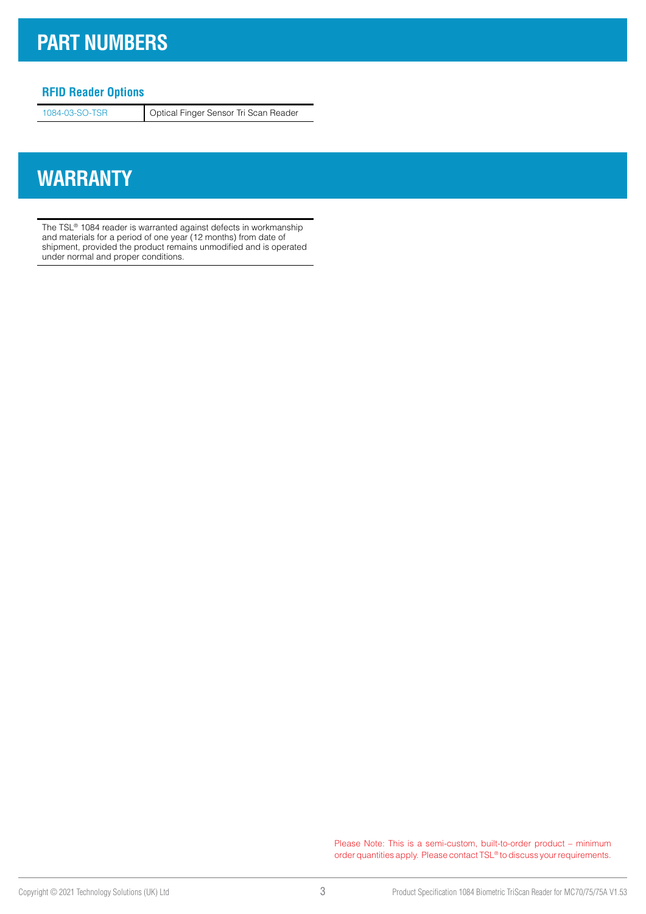# PART NUMBERS

### RFID Reader Options

| | |
|---|---|
| 1084-03-SO-TSR | Optical Finger Sensor Tri Scan Reader |

# WARRANTY

The TSL® 1084 reader is warranted against defects in workmanship and materials for a period of one year (12 months) from date of shipment, provided the product remains unmodified and is operated under normal and proper conditions.

Please Note: This is a semi-custom, built-to-order product – minimum order quantities apply. Please contact TSL® to discuss your requirements.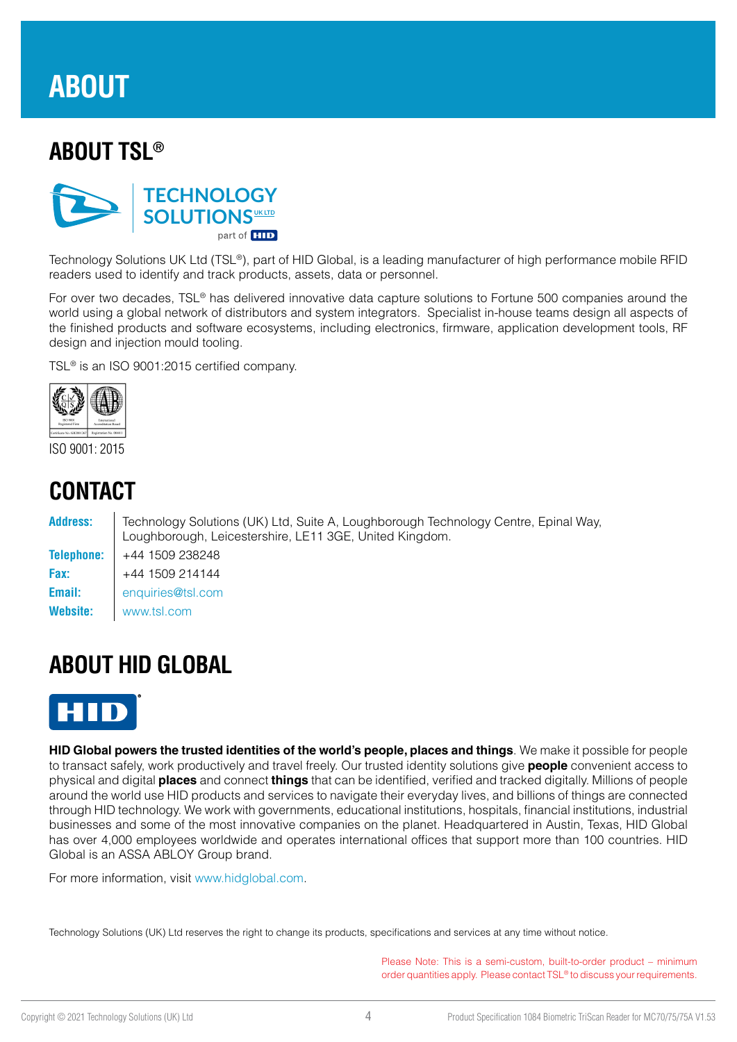# ABOUT

## ABOUT TSL®

Technology Solutions UK Ltd (TSL®), part of HID Global, is a leading manufacturer of high performance mobile RFID readers used to identify and track products, assets, data or personnel.

For over two decades, TSL® has delivered innovative data capture solutions to Fortune 500 companies around the world using a global network of distributors and system integrators. Specialist in-house teams design all aspects of the finished products and software ecosystems, including electronics, firmware, application development tools, RF design and injection mould tooling.

TSL® is an ISO 9001:2015 certified company.

ISO 9001: 2015

## CONTACT

| | |
|---|---|
| **Address:** | Technology Solutions (UK) Ltd, Suite A, Loughborough Technology Centre, Epinal Way, Loughborough, Leicestershire, LE11 3GE, United Kingdom. |
| **Telephone:** | +44 1509 238248 |
| **Fax:** | +44 1509 214144 |
| **Email:** | enquiries@tsl.com |
| **Website:** | www.tsl.com |

## ABOUT HID GLOBAL

**HID Global powers the trusted identities of the world's people, places and things**. We make it possible for people to transact safely, work productively and travel freely. Our trusted identity solutions give **people** convenient access to physical and digital **places** and connect **things** that can be identified, verified and tracked digitally. Millions of people around the world use HID products and services to navigate their everyday lives, and billions of things are connected through HID technology. We work with governments, educational institutions, hospitals, financial institutions, industrial businesses and some of the most innovative companies on the planet. Headquartered in Austin, Texas, HID Global has over 4,000 employees worldwide and operates international offices that support more than 100 countries. HID Global is an ASSA ABLOY Group brand.

For more information, visit www.hidglobal.com.

Technology Solutions (UK) Ltd reserves the right to change its products, specifications and services at any time without notice.

Please Note: This is a semi-custom, built-to-order product – minimum order quantities apply. Please contact TSL® to discuss your requirements.